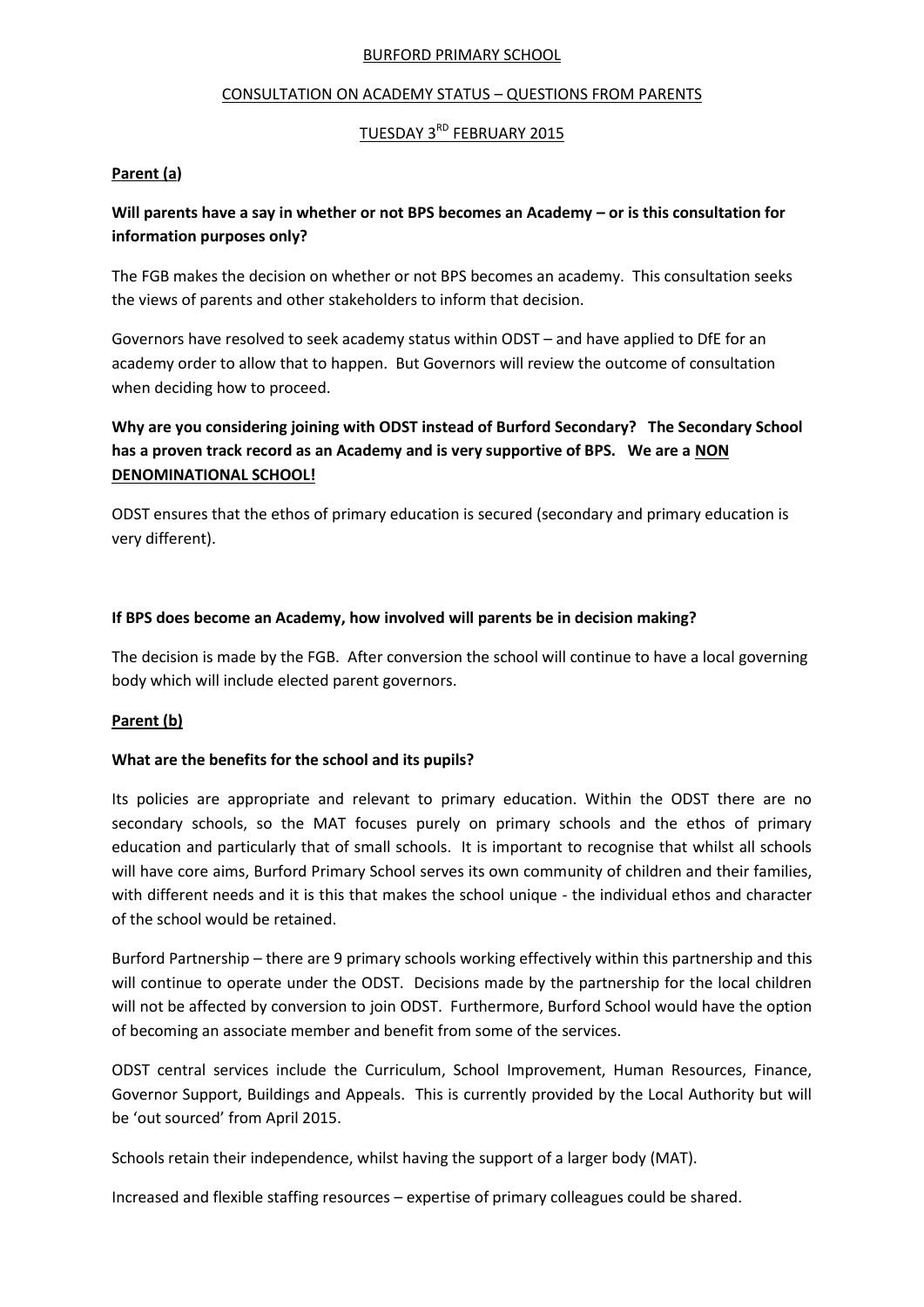# BURFORD PRIMARY SCHOOL

## CONSULTATION ON ACADEMY STATUS – QUESTIONS FROM PARENTS

## TUESDAY 3RD FEBRUARY 2015

**Parent (a)**

**Will parents have a say in whether or not BPS becomes an Academy – or is this consultation for information purposes only?**

The FGB makes the decision on whether or not BPS becomes an academy. This consultation seeks the views of parents and other stakeholders to inform that decision.

Governors have resolved to seek academy status within ODST – and have applied to DfE for an academy order to allow that to happen. But Governors will review the outcome of consultation when deciding how to proceed.

**Why are you considering joining with ODST instead of Burford Secondary? The Secondary School has a proven track record as an Academy and is very supportive of BPS. We are a NON DENOMINATIONAL SCHOOL!**

ODST ensures that the ethos of primary education is secured (secondary and primary education is very different).

**If BPS does become an Academy, how involved will parents be in decision making?**

The decision is made by the FGB. After conversion the school will continue to have a local governing body which will include elected parent governors.

**Parent (b)**

**What are the benefits for the school and its pupils?**

Its policies are appropriate and relevant to primary education. Within the ODST there are no secondary schools, so the MAT focuses purely on primary schools and the ethos of primary education and particularly that of small schools. It is important to recognise that whilst all schools will have core aims, Burford Primary School serves its own community of children and their families, with different needs and it is this that makes the school unique - the individual ethos and character of the school would be retained.

Burford Partnership – there are 9 primary schools working effectively within this partnership and this will continue to operate under the ODST. Decisions made by the partnership for the local children will not be affected by conversion to join ODST. Furthermore, Burford School would have the option of becoming an associate member and benefit from some of the services.

ODST central services include the Curriculum, School Improvement, Human Resources, Finance, Governor Support, Buildings and Appeals. This is currently provided by the Local Authority but will be 'out sourced' from April 2015.

Schools retain their independence, whilst having the support of a larger body (MAT).

Increased and flexible staffing resources – expertise of primary colleagues could be shared.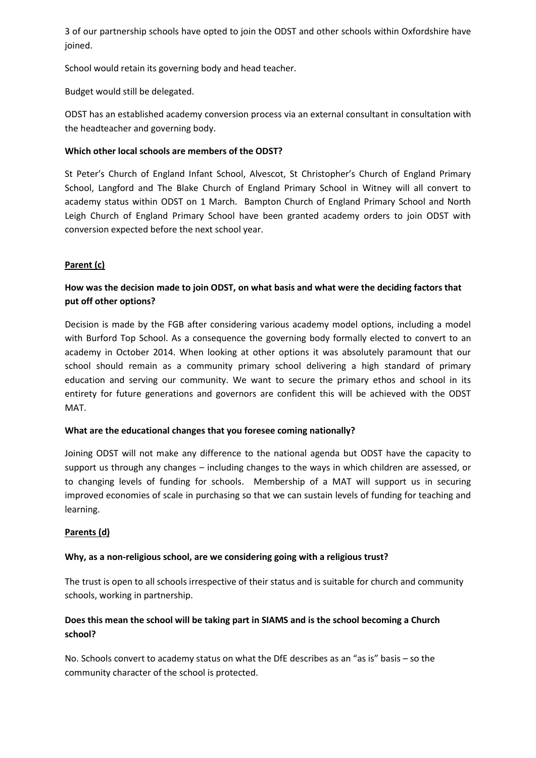3 of our partnership schools have opted to join the ODST and other schools within Oxfordshire have joined.

School would retain its governing body and head teacher.

Budget would still be delegated.

ODST has an established academy conversion process via an external consultant in consultation with the headteacher and governing body.

**Which other local schools are members of the ODST?**

St Peter's Church of England Infant School, Alvescot, St Christopher's Church of England Primary School, Langford and The Blake Church of England Primary School in Witney will all convert to academy status within ODST on 1 March. Bampton Church of England Primary School and North Leigh Church of England Primary School have been granted academy orders to join ODST with conversion expected before the next school year.

**<u>Parent (c)</u>**

**How was the decision made to join ODST, on what basis and what were the deciding factors that put off other options?**

Decision is made by the FGB after considering various academy model options, including a model with Burford Top School. As a consequence the governing body formally elected to convert to an academy in October 2014. When looking at other options it was absolutely paramount that our school should remain as a community primary school delivering a high standard of primary education and serving our community. We want to secure the primary ethos and school in its entirety for future generations and governors are confident this will be achieved with the ODST MAT.

**What are the educational changes that you foresee coming nationally?**

Joining ODST will not make any difference to the national agenda but ODST have the capacity to support us through any changes – including changes to the ways in which children are assessed, or to changing levels of funding for schools. Membership of a MAT will support us in securing improved economies of scale in purchasing so that we can sustain levels of funding for teaching and learning.

**<u>Parents (d)</u>**

**Why, as a non-religious school, are we considering going with a religious trust?**

The trust is open to all schools irrespective of their status and is suitable for church and community schools, working in partnership.

**Does this mean the school will be taking part in SIAMS and is the school becoming a Church school?**

No. Schools convert to academy status on what the DfE describes as an "as is" basis – so the community character of the school is protected.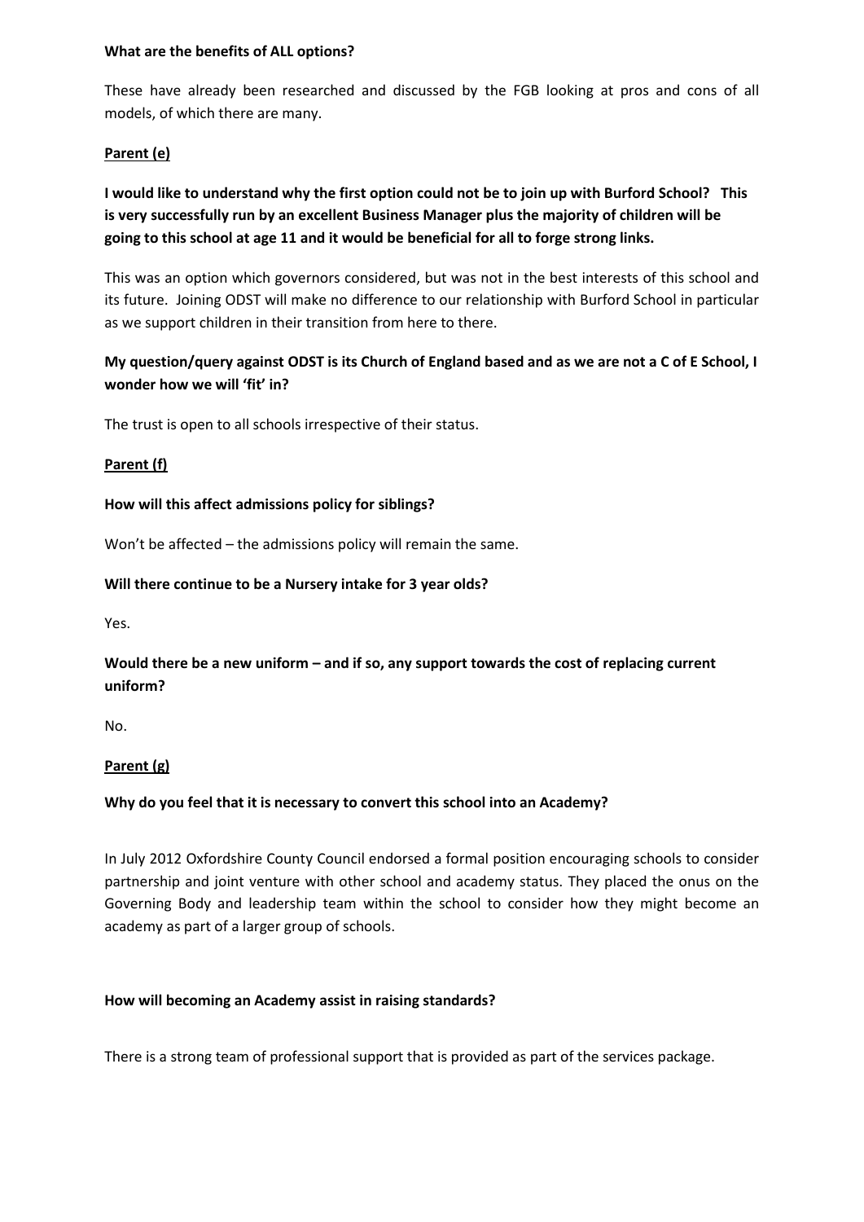**What are the benefits of ALL options?**

These have already been researched and discussed by the FGB looking at pros and cons of all models, of which there are many.

**Parent (e)**

**I would like to understand why the first option could not be to join up with Burford School? This is very successfully run by an excellent Business Manager plus the majority of children will be going to this school at age 11 and it would be beneficial for all to forge strong links.**

This was an option which governors considered, but was not in the best interests of this school and its future. Joining ODST will make no difference to our relationship with Burford School in particular as we support children in their transition from here to there.

**My question/query against ODST is its Church of England based and as we are not a C of E School, I wonder how we will 'fit' in?**

The trust is open to all schools irrespective of their status.

**Parent (f)**

**How will this affect admissions policy for siblings?**

Won't be affected – the admissions policy will remain the same.

**Will there continue to be a Nursery intake for 3 year olds?**

Yes.

**Would there be a new uniform – and if so, any support towards the cost of replacing current uniform?**

No.

**Parent (g)**

**Why do you feel that it is necessary to convert this school into an Academy?**

In July 2012 Oxfordshire County Council endorsed a formal position encouraging schools to consider partnership and joint venture with other school and academy status. They placed the onus on the Governing Body and leadership team within the school to consider how they might become an academy as part of a larger group of schools.

**How will becoming an Academy assist in raising standards?**

There is a strong team of professional support that is provided as part of the services package.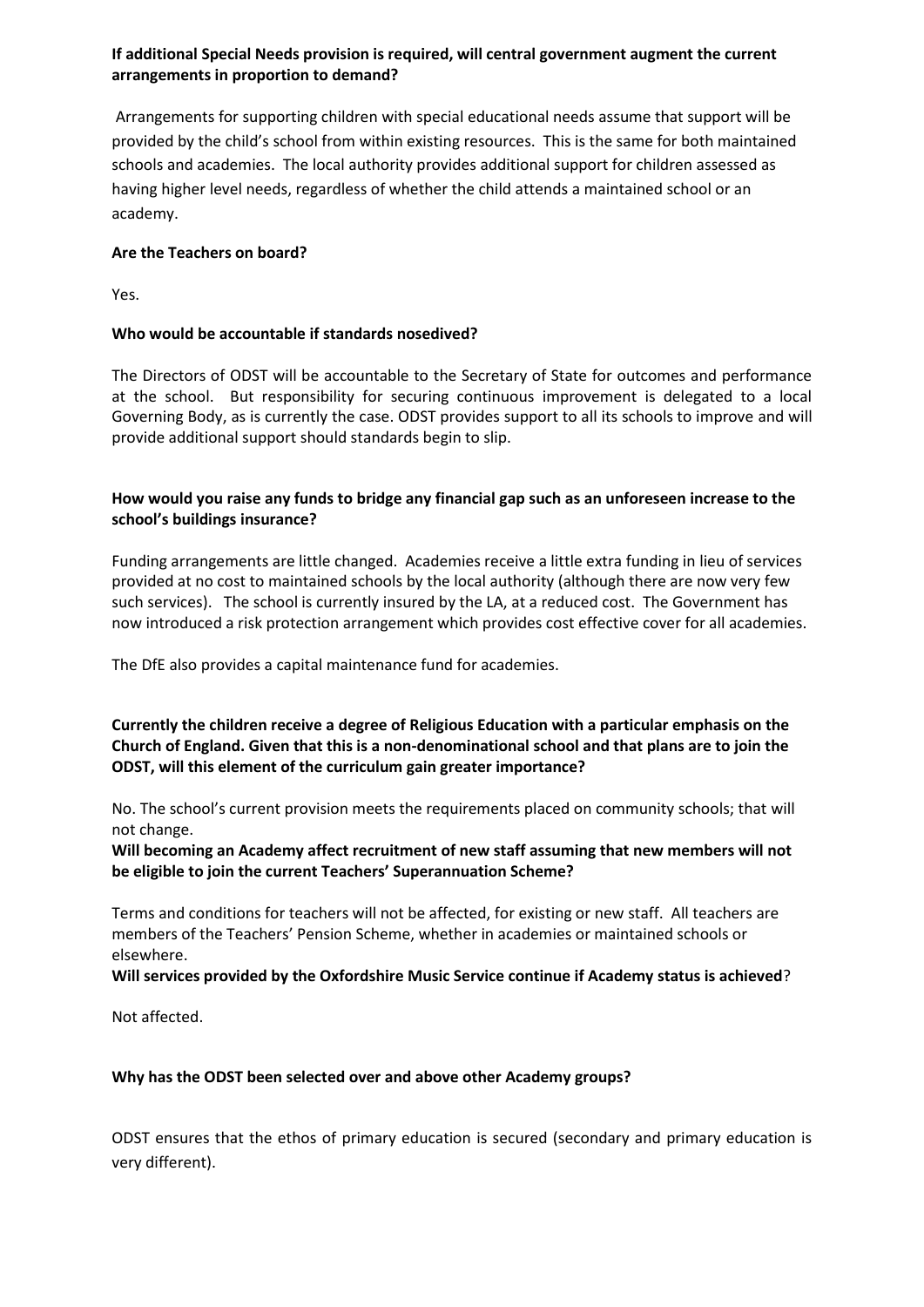**If additional Special Needs provision is required, will central government augment the current arrangements in proportion to demand?**

Arrangements for supporting children with special educational needs assume that support will be provided by the child's school from within existing resources. This is the same for both maintained schools and academies. The local authority provides additional support for children assessed as having higher level needs, regardless of whether the child attends a maintained school or an academy.

**Are the Teachers on board?**

Yes.

**Who would be accountable if standards nosedived?**

The Directors of ODST will be accountable to the Secretary of State for outcomes and performance at the school. But responsibility for securing continuous improvement is delegated to a local Governing Body, as is currently the case. ODST provides support to all its schools to improve and will provide additional support should standards begin to slip.

**How would you raise any funds to bridge any financial gap such as an unforeseen increase to the school's buildings insurance?**

Funding arrangements are little changed. Academies receive a little extra funding in lieu of services provided at no cost to maintained schools by the local authority (although there are now very few such services). The school is currently insured by the LA, at a reduced cost. The Government has now introduced a risk protection arrangement which provides cost effective cover for all academies.

The DfE also provides a capital maintenance fund for academies.

**Currently the children receive a degree of Religious Education with a particular emphasis on the Church of England. Given that this is a non-denominational school and that plans are to join the ODST, will this element of the curriculum gain greater importance?**

No. The school's current provision meets the requirements placed on community schools; that will not change.

**Will becoming an Academy affect recruitment of new staff assuming that new members will not be eligible to join the current Teachers' Superannuation Scheme?**

Terms and conditions for teachers will not be affected, for existing or new staff. All teachers are members of the Teachers' Pension Scheme, whether in academies or maintained schools or elsewhere.

**Will services provided by the Oxfordshire Music Service continue if Academy status is achieved**?

Not affected.

**Why has the ODST been selected over and above other Academy groups?**

ODST ensures that the ethos of primary education is secured (secondary and primary education is very different).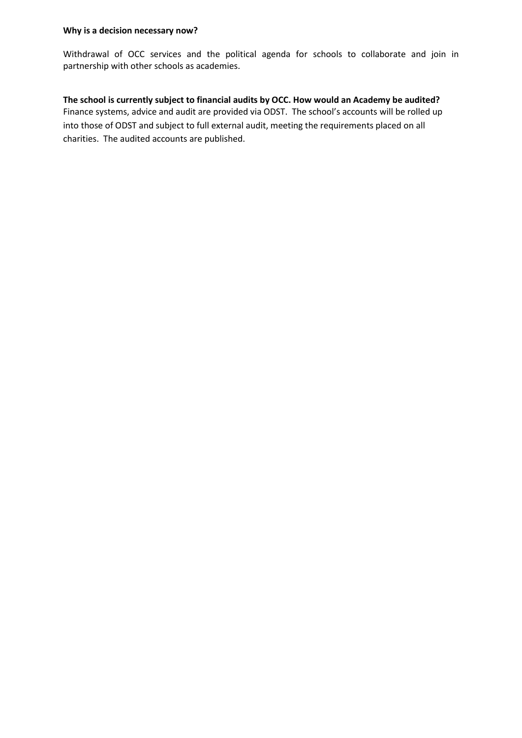**Why is a decision necessary now?**

Withdrawal of OCC services and the political agenda for schools to collaborate and join in partnership with other schools as academies.

**The school is currently subject to financial audits by OCC. How would an Academy be audited?**

Finance systems, advice and audit are provided via ODST. The school's accounts will be rolled up into those of ODST and subject to full external audit, meeting the requirements placed on all charities. The audited accounts are published.